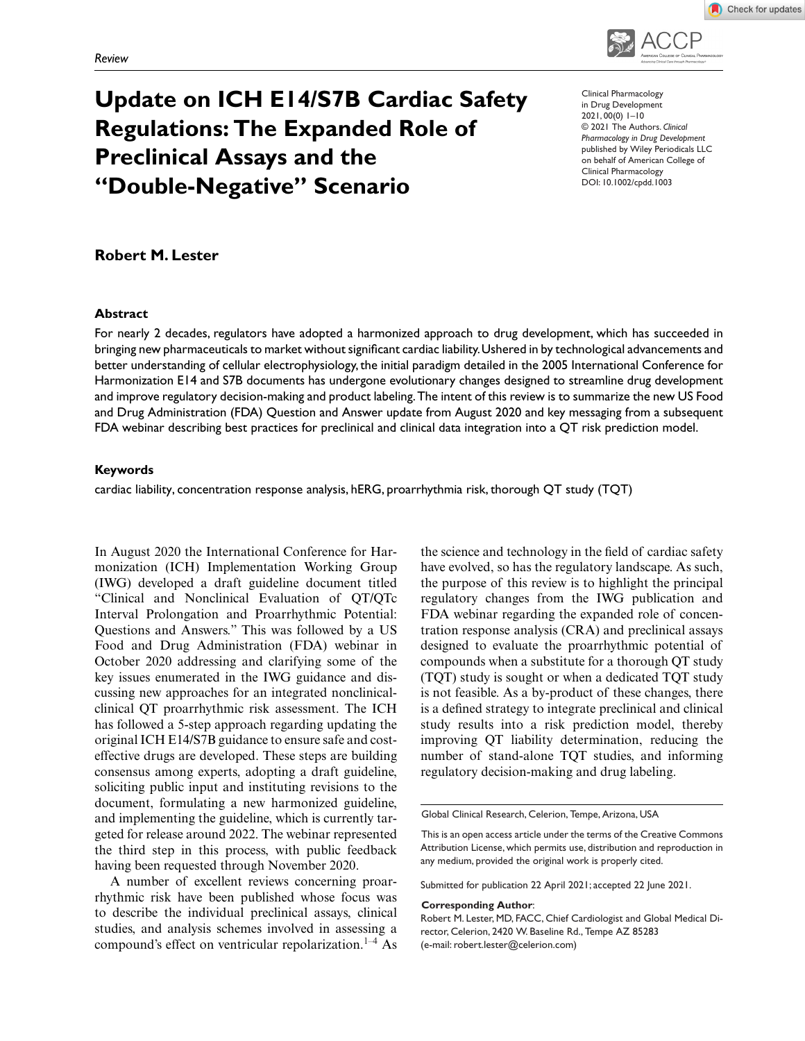Review

# Update on ICH E14/S7B Cardiac Safety Regulations: The Expanded Role of Preclinical Assays and the "Double-Negative" Scenario

Clinical Pharmacology in Drug Development
2021, 00(0) 1–10
© 2021 The Authors. *Clinical Pharmacology in Drug Development* published by Wiley Periodicals LLC on behalf of American College of Clinical Pharmacology
DOI: 10.1002/cpdd.1003

**Robert M. Lester**

## Abstract

For nearly 2 decades, regulators have adopted a harmonized approach to drug development, which has succeeded in bringing new pharmaceuticals to market without significant cardiac liability. Ushered in by technological advancements and better understanding of cellular electrophysiology, the initial paradigm detailed in the 2005 International Conference for Harmonization E14 and S7B documents has undergone evolutionary changes designed to streamline drug development and improve regulatory decision-making and product labeling. The intent of this review is to summarize the new US Food and Drug Administration (FDA) Question and Answer update from August 2020 and key messaging from a subsequent FDA webinar describing best practices for preclinical and clinical data integration into a QT risk prediction model.

## Keywords

cardiac liability, concentration response analysis, hERG, proarrhythmia risk, thorough QT study (TQT)

In August 2020 the International Conference for Harmonization (ICH) Implementation Working Group (IWG) developed a draft guideline document titled "Clinical and Nonclinical Evaluation of QT/QTc Interval Prolongation and Proarrhythmic Potential: Questions and Answers." This was followed by a US Food and Drug Administration (FDA) webinar in October 2020 addressing and clarifying some of the key issues enumerated in the IWG guidance and discussing new approaches for an integrated nonclinical-clinical QT proarrhythmic risk assessment. The ICH has followed a 5-step approach regarding updating the original ICH E14/S7B guidance to ensure safe and cost-effective drugs are developed. These steps are building consensus among experts, adopting a draft guideline, soliciting public input and instituting revisions to the document, formulating a new harmonized guideline, and implementing the guideline, which is currently targeted for release around 2022. The webinar represented the third step in this process, with public feedback having been requested through November 2020.

A number of excellent reviews concerning proarrhythmic risk have been published whose focus was to describe the individual preclinical assays, clinical studies, and analysis schemes involved in assessing a compound's effect on ventricular repolarization.[1–4] As the science and technology in the field of cardiac safety have evolved, so has the regulatory landscape. As such, the purpose of this review is to highlight the principal regulatory changes from the IWG publication and FDA webinar regarding the expanded role of concentration response analysis (CRA) and preclinical assays designed to evaluate the proarrhythmic potential of compounds when a substitute for a thorough QT study (TQT) study is sought or when a dedicated TQT study is not feasible. As a by-product of these changes, there is a defined strategy to integrate preclinical and clinical study results into a risk prediction model, thereby improving QT liability determination, reducing the number of stand-alone TQT studies, and informing regulatory decision-making and drug labeling.

Global Clinical Research, Celerion, Tempe, Arizona, USA

This is an open access article under the terms of the Creative Commons Attribution License, which permits use, distribution and reproduction in any medium, provided the original work is properly cited.

Submitted for publication 22 April 2021; accepted 22 June 2021.

**Corresponding Author**:
Robert M. Lester, MD, FACC, Chief Cardiologist and Global Medical Director, Celerion, 2420 W. Baseline Rd., Tempe AZ 85283
(e-mail: robert.lester@celerion.com)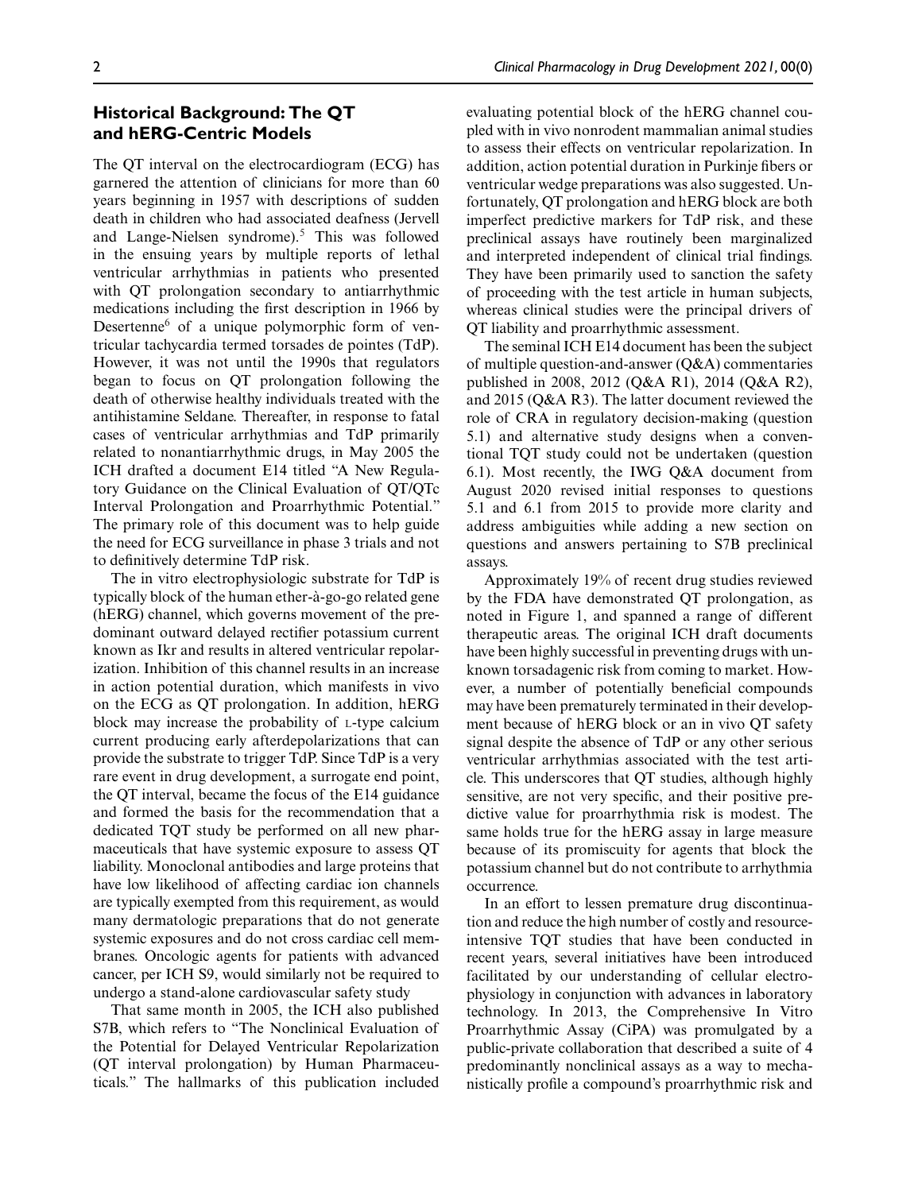## Historical Background: The QT and hERG-Centric Models

The QT interval on the electrocardiogram (ECG) has garnered the attention of clinicians for more than 60 years beginning in 1957 with descriptions of sudden death in children who had associated deafness (Jervell and Lange-Nielsen syndrome).[5] This was followed in the ensuing years by multiple reports of lethal ventricular arrhythmias in patients who presented with QT prolongation secondary to antiarrhythmic medications including the first description in 1966 by Desertenne[6] of a unique polymorphic form of ventricular tachycardia termed torsades de pointes (TdP). However, it was not until the 1990s that regulators began to focus on QT prolongation following the death of otherwise healthy individuals treated with the antihistamine Seldane. Thereafter, in response to fatal cases of ventricular arrhythmias and TdP primarily related to nonantiarrhythmic drugs, in May 2005 the ICH drafted a document E14 titled "A New Regulatory Guidance on the Clinical Evaluation of QT/QTc Interval Prolongation and Proarrhythmic Potential." The primary role of this document was to help guide the need for ECG surveillance in phase 3 trials and not to definitively determine TdP risk.

The in vitro electrophysiologic substrate for TdP is typically block of the human ether-à-go-go related gene (hERG) channel, which governs movement of the predominant outward delayed rectifier potassium current known as Ikr and results in altered ventricular repolarization. Inhibition of this channel results in an increase in action potential duration, which manifests in vivo on the ECG as QT prolongation. In addition, hERG block may increase the probability of L-type calcium current producing early afterdepolarizations that can provide the substrate to trigger TdP. Since TdP is a very rare event in drug development, a surrogate end point, the QT interval, became the focus of the E14 guidance and formed the basis for the recommendation that a dedicated TQT study be performed on all new pharmaceuticals that have systemic exposure to assess QT liability. Monoclonal antibodies and large proteins that have low likelihood of affecting cardiac ion channels are typically exempted from this requirement, as would many dermatologic preparations that do not generate systemic exposures and do not cross cardiac cell membranes. Oncologic agents for patients with advanced cancer, per ICH S9, would similarly not be required to undergo a stand-alone cardiovascular safety study

That same month in 2005, the ICH also published S7B, which refers to "The Nonclinical Evaluation of the Potential for Delayed Ventricular Repolarization (QT interval prolongation) by Human Pharmaceuticals." The hallmarks of this publication included evaluating potential block of the hERG channel coupled with in vivo nonrodent mammalian animal studies to assess their effects on ventricular repolarization. In addition, action potential duration in Purkinje fibers or ventricular wedge preparations was also suggested. Unfortunately, QT prolongation and hERG block are both imperfect predictive markers for TdP risk, and these preclinical assays have routinely been marginalized and interpreted independent of clinical trial findings. They have been primarily used to sanction the safety of proceeding with the test article in human subjects, whereas clinical studies were the principal drivers of QT liability and proarrhythmic assessment.

The seminal ICH E14 document has been the subject of multiple question-and-answer (Q&A) commentaries published in 2008, 2012 (Q&A R1), 2014 (Q&A R2), and 2015 (Q&A R3). The latter document reviewed the role of CRA in regulatory decision-making (question 5.1) and alternative study designs when a conventional TQT study could not be undertaken (question 6.1). Most recently, the IWG Q&A document from August 2020 revised initial responses to questions 5.1 and 6.1 from 2015 to provide more clarity and address ambiguities while adding a new section on questions and answers pertaining to S7B preclinical assays.

Approximately 19% of recent drug studies reviewed by the FDA have demonstrated QT prolongation, as noted in Figure 1, and spanned a range of different therapeutic areas. The original ICH draft documents have been highly successful in preventing drugs with unknown torsadagenic risk from coming to market. However, a number of potentially beneficial compounds may have been prematurely terminated in their development because of hERG block or an in vivo QT safety signal despite the absence of TdP or any other serious ventricular arrhythmias associated with the test article. This underscores that QT studies, although highly sensitive, are not very specific, and their positive predictive value for proarrhythmia risk is modest. The same holds true for the hERG assay in large measure because of its promiscuity for agents that block the potassium channel but do not contribute to arrhythmia occurrence.

In an effort to lessen premature drug discontinuation and reduce the high number of costly and resource-intensive TQT studies that have been conducted in recent years, several initiatives have been introduced facilitated by our understanding of cellular electrophysiology in conjunction with advances in laboratory technology. In 2013, the Comprehensive In Vitro Proarrhythmic Assay (CiPA) was promulgated by a public-private collaboration that described a suite of 4 predominantly nonclinical assays as a way to mechanistically profile a compound's proarrhythmic risk and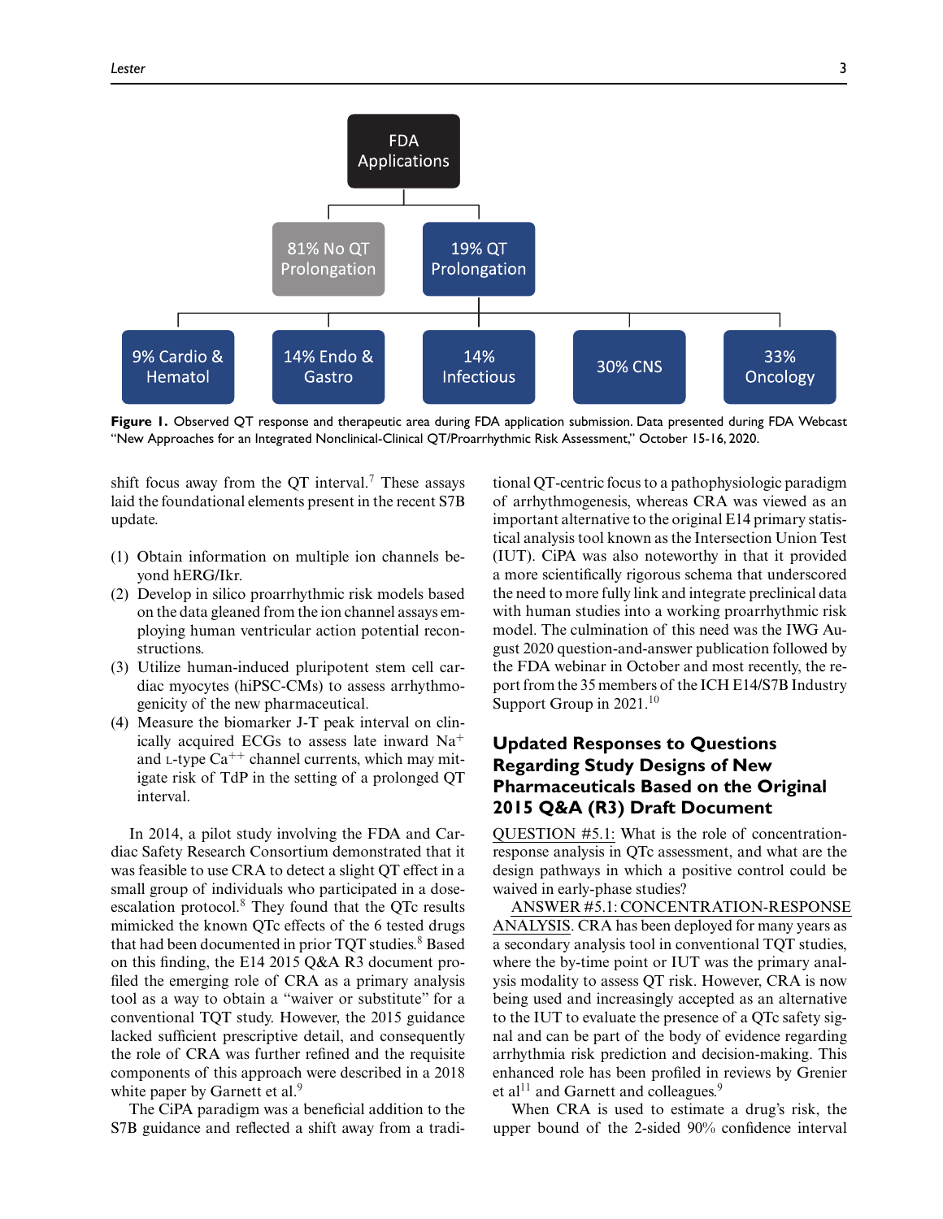FDA Applications

- 81% No QT Prolongation
- 19% QT Prolongation
  - 9% Cardio & Hematol
  - 14% Endo & Gastro
  - 14% Infectious
  - 30% CNS
  - 33% Oncology

**Figure 1.** Observed QT response and therapeutic area during FDA application submission. Data presented during FDA Webcast "New Approaches for an Integrated Nonclinical-Clinical QT/Proarrhythmic Risk Assessment," October 15-16, 2020.

shift focus away from the QT interval.[7] These assays laid the foundational elements present in the recent S7B update.

(1) Obtain information on multiple ion channels beyond hERG/Ikr.
(2) Develop in silico proarrhythmic risk models based on the data gleaned from the ion channel assays employing human ventricular action potential reconstructions.
(3) Utilize human-induced pluripotent stem cell cardiac myocytes (hiPSC-CMs) to assess arrhythmogenicity of the new pharmaceutical.
(4) Measure the biomarker J-T peak interval on clinically acquired ECGs to assess late inward $Na^+$ and L-type $Ca^{++}$ channel currents, which may mitigate risk of TdP in the setting of a prolonged QT interval.

In 2014, a pilot study involving the FDA and Cardiac Safety Research Consortium demonstrated that it was feasible to use CRA to detect a slight QT effect in a small group of individuals who participated in a dose-escalation protocol.[8] They found that the QTc results mimicked the known QTc effects of the 6 tested drugs that had been documented in prior TQT studies.[8] Based on this finding, the E14 2015 Q&A R3 document profiled the emerging role of CRA as a primary analysis tool as a way to obtain a "waiver or substitute" for a conventional TQT study. However, the 2015 guidance lacked sufficient prescriptive detail, and consequently the role of CRA was further refined and the requisite components of this approach were described in a 2018 white paper by Garnett et al.[9]

The CiPA paradigm was a beneficial addition to the S7B guidance and reflected a shift away from a traditional QT-centric focus to a pathophysiologic paradigm of arrhythmogenesis, whereas CRA was viewed as an important alternative to the original E14 primary statistical analysis tool known as the Intersection Union Test (IUT). CiPA was also noteworthy in that it provided a more scientifically rigorous schema that underscored the need to more fully link and integrate preclinical data with human studies into a working proarrhythmic risk model. The culmination of this need was the IWG August 2020 question-and-answer publication followed by the FDA webinar in October and most recently, the report from the 35 members of the ICH E14/S7B Industry Support Group in 2021.[10]

## Updated Responses to Questions Regarding Study Designs of New Pharmaceuticals Based on the Original 2015 Q&A (R3) Draft Document

QUESTION #5.1: What is the role of concentration-response analysis in QTc assessment, and what are the design pathways in which a positive control could be waived in early-phase studies?

ANSWER #5.1: CONCENTRATION-RESPONSE ANALYSIS. CRA has been deployed for many years as a secondary analysis tool in conventional TQT studies, where the by-time point or IUT was the primary analysis modality to assess QT risk. However, CRA is now being used and increasingly accepted as an alternative to the IUT to evaluate the presence of a QTc safety signal and can be part of the body of evidence regarding arrhythmia risk prediction and decision-making. This enhanced role has been profiled in reviews by Grenier et al[11] and Garnett and colleagues.[9]

When CRA is used to estimate a drug's risk, the upper bound of the 2-sided 90% confidence interval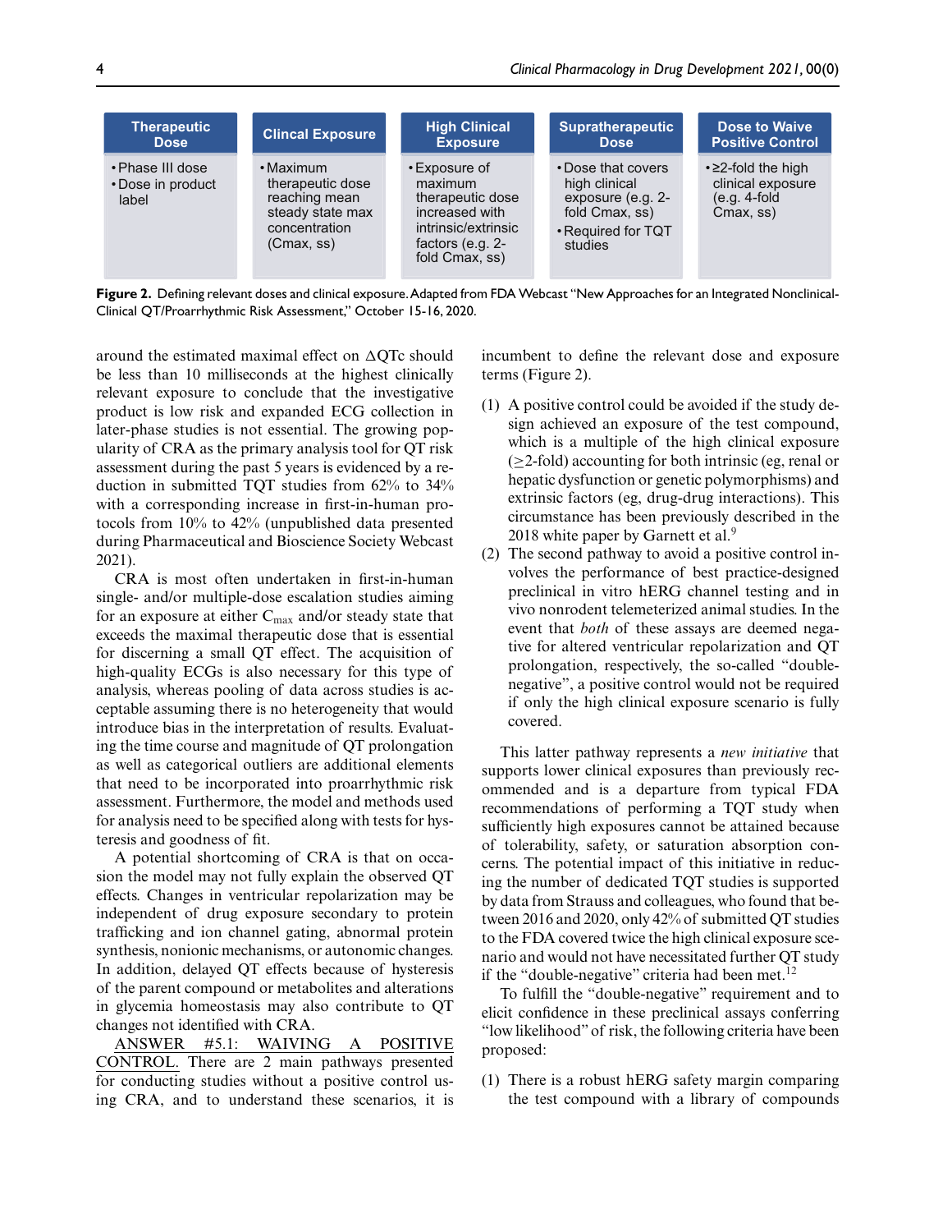| Therapeutic Dose | Clincal Exposure | High Clinical Exposure | Supratherapeutic Dose | Dose to Waive Positive Control |
| --- | --- | --- | --- | --- |
| • Phase III dose<br>• Dose in product label | • Maximum therapeutic dose reaching mean steady state max concentration (Cmax, ss) | • Exposure of maximum therapeutic dose increased with intrinsic/extrinsic factors (e.g. 2-fold Cmax, ss) | • Dose that covers high clinical exposure (e.g. 2-fold Cmax, ss)<br>• Required for TQT studies | • ≥2-fold the high clinical exposure (e.g. 4-fold Cmax, ss) |

**Figure 2.** Defining relevant doses and clinical exposure. Adapted from FDA Webcast "New Approaches for an Integrated Nonclinical-Clinical QT/Proarrhythmic Risk Assessment," October 15-16, 2020.

around the estimated maximal effect on ΔQTc should be less than 10 milliseconds at the highest clinically relevant exposure to conclude that the investigative product is low risk and expanded ECG collection in later-phase studies is not essential. The growing popularity of CRA as the primary analysis tool for QT risk assessment during the past 5 years is evidenced by a reduction in submitted TQT studies from 62% to 34% with a corresponding increase in first-in-human protocols from 10% to 42% (unpublished data presented during Pharmaceutical and Bioscience Society Webcast 2021).

CRA is most often undertaken in first-in-human single- and/or multiple-dose escalation studies aiming for an exposure at either $C_{max}$ and/or steady state that exceeds the maximal therapeutic dose that is essential for discerning a small QT effect. The acquisition of high-quality ECGs is also necessary for this type of analysis, whereas pooling of data across studies is acceptable assuming there is no heterogeneity that would introduce bias in the interpretation of results. Evaluating the time course and magnitude of QT prolongation as well as categorical outliers are additional elements that need to be incorporated into proarrhythmic risk assessment. Furthermore, the model and methods used for analysis need to be specified along with tests for hysteresis and goodness of fit.

A potential shortcoming of CRA is that on occasion the model may not fully explain the observed QT effects. Changes in ventricular repolarization may be independent of drug exposure secondary to protein trafficking and ion channel gating, abnormal protein synthesis, nonionic mechanisms, or autonomic changes. In addition, delayed QT effects because of hysteresis of the parent compound or metabolites and alterations in glycemia homeostasis may also contribute to QT changes not identified with CRA.

ANSWER #5.1: WAIVING A POSITIVE CONTROL. There are 2 main pathways presented for conducting studies without a positive control using CRA, and to understand these scenarios, it is incumbent to define the relevant dose and exposure terms (Figure 2).

(1) A positive control could be avoided if the study design achieved an exposure of the test compound, which is a multiple of the high clinical exposure (≥2-fold) accounting for both intrinsic (eg, renal or hepatic dysfunction or genetic polymorphisms) and extrinsic factors (eg, drug-drug interactions). This circumstance has been previously described in the 2018 white paper by Garnett et al.[9]
(2) The second pathway to avoid a positive control involves the performance of best practice-designed preclinical in vitro hERG channel testing and in vivo nonrodent telemeterized animal studies. In the event that *both* of these assays are deemed negative for altered ventricular repolarization and QT prolongation, respectively, the so-called "double-negative", a positive control would not be required if only the high clinical exposure scenario is fully covered.

This latter pathway represents a *new initiative* that supports lower clinical exposures than previously recommended and is a departure from typical FDA recommendations of performing a TQT study when sufficiently high exposures cannot be attained because of tolerability, safety, or saturation absorption concerns. The potential impact of this initiative in reducing the number of dedicated TQT studies is supported by data from Strauss and colleagues, who found that between 2016 and 2020, only 42% of submitted QT studies to the FDA covered twice the high clinical exposure scenario and would not have necessitated further QT study if the "double-negative" criteria had been met.[12]

To fulfill the "double-negative" requirement and to elicit confidence in these preclinical assays conferring "low likelihood" of risk, the following criteria have been proposed:

(1) There is a robust hERG safety margin comparing the test compound with a library of compounds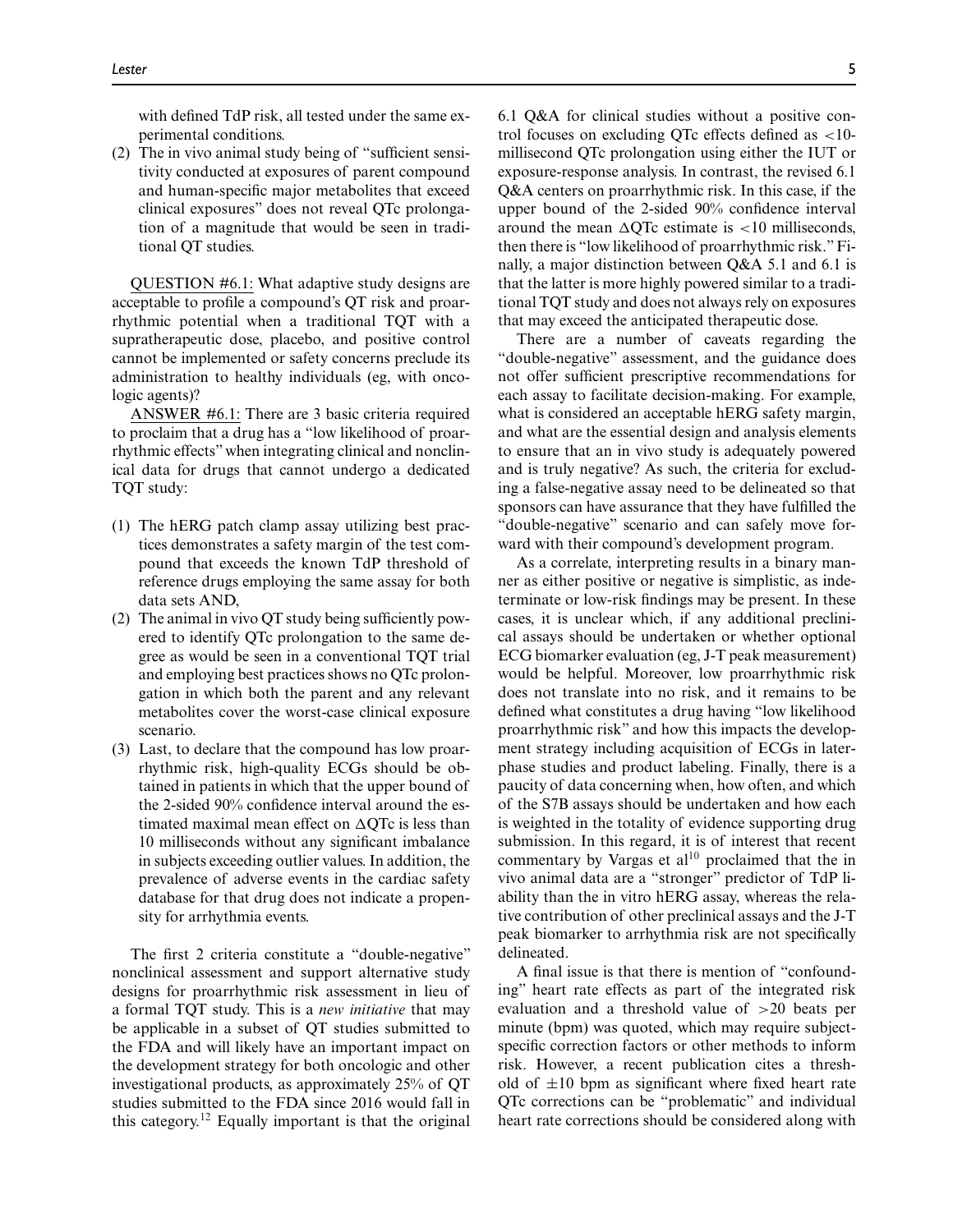with defined TdP risk, all tested under the same experimental conditions.

(2) The in vivo animal study being of "sufficient sensitivity conducted at exposures of parent compound and human-specific major metabolites that exceed clinical exposures" does not reveal QTc prolongation of a magnitude that would be seen in traditional QT studies.

QUESTION #6.1: What adaptive study designs are acceptable to profile a compound's QT risk and proarrhythmic potential when a traditional TQT with a supratherapeutic dose, placebo, and positive control cannot be implemented or safety concerns preclude its administration to healthy individuals (eg, with oncologic agents)?

ANSWER #6.1: There are 3 basic criteria required to proclaim that a drug has a "low likelihood of proarrhythmic effects" when integrating clinical and nonclinical data for drugs that cannot undergo a dedicated TQT study:

(1) The hERG patch clamp assay utilizing best practices demonstrates a safety margin of the test compound that exceeds the known TdP threshold of reference drugs employing the same assay for both data sets AND,
(2) The animal in vivo QT study being sufficiently powered to identify QTc prolongation to the same degree as would be seen in a conventional TQT trial and employing best practices shows no QTc prolongation in which both the parent and any relevant metabolites cover the worst-case clinical exposure scenario.
(3) Last, to declare that the compound has low proarrhythmic risk, high-quality ECGs should be obtained in patients in which that the upper bound of the 2-sided 90% confidence interval around the estimated maximal mean effect on $\Delta$QTc is less than 10 milliseconds without any significant imbalance in subjects exceeding outlier values. In addition, the prevalence of adverse events in the cardiac safety database for that drug does not indicate a propensity for arrhythmia events.

The first 2 criteria constitute a "double-negative" nonclinical assessment and support alternative study designs for proarrhythmic risk assessment in lieu of a formal TQT study. This is a *new initiative* that may be applicable in a subset of QT studies submitted to the FDA and will likely have an important impact on the development strategy for both oncologic and other investigational products, as approximately 25% of QT studies submitted to the FDA since 2016 would fall in this category.[12] Equally important is that the original 6.1 Q&A for clinical studies without a positive control focuses on excluding QTc effects defined as <10-millisecond QTc prolongation using either the IUT or exposure-response analysis. In contrast, the revised 6.1 Q&A centers on proarrhythmic risk. In this case, if the upper bound of the 2-sided 90% confidence interval around the mean $\Delta$QTc estimate is <10 milliseconds, then there is "low likelihood of proarrhythmic risk." Finally, a major distinction between Q&A 5.1 and 6.1 is that the latter is more highly powered similar to a traditional TQT study and does not always rely on exposures that may exceed the anticipated therapeutic dose.

There are a number of caveats regarding the "double-negative" assessment, and the guidance does not offer sufficient prescriptive recommendations for each assay to facilitate decision-making. For example, what is considered an acceptable hERG safety margin, and what are the essential design and analysis elements to ensure that an in vivo study is adequately powered and is truly negative? As such, the criteria for excluding a false-negative assay need to be delineated so that sponsors can have assurance that they have fulfilled the "double-negative" scenario and can safely move forward with their compound's development program.

As a correlate, interpreting results in a binary manner as either positive or negative is simplistic, as indeterminate or low-risk findings may be present. In these cases, it is unclear which, if any additional preclinical assays should be undertaken or whether optional ECG biomarker evaluation (eg, J-T peak measurement) would be helpful. Moreover, low proarrhythmic risk does not translate into no risk, and it remains to be defined what constitutes a drug having "low likelihood proarrhythmic risk" and how this impacts the development strategy including acquisition of ECGs in later-phase studies and product labeling. Finally, there is a paucity of data concerning when, how often, and which of the S7B assays should be undertaken and how each is weighted in the totality of evidence supporting drug submission. In this regard, it is of interest that recent commentary by Vargas et al[10] proclaimed that the in vivo animal data are a "stronger" predictor of TdP liability than the in vitro hERG assay, whereas the relative contribution of other preclinical assays and the J-T peak biomarker to arrhythmia risk are not specifically delineated.

A final issue is that there is mention of "confounding" heart rate effects as part of the integrated risk evaluation and a threshold value of >20 beats per minute (bpm) was quoted, which may require subject-specific correction factors or other methods to inform risk. However, a recent publication cites a threshold of ±10 bpm as significant where fixed heart rate QTc corrections can be "problematic" and individual heart rate corrections should be considered along with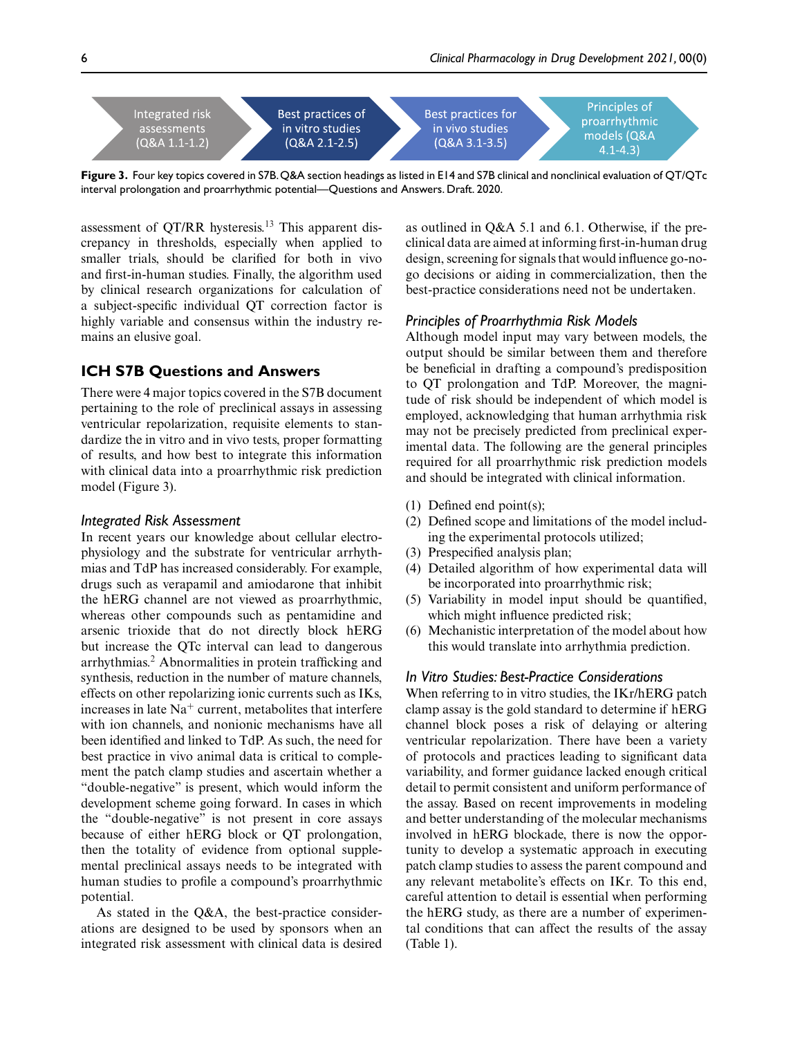Integrated risk assessments (Q&A 1.1-1.2) → Best practices of in vitro studies (Q&A 2.1-2.5) → Best practices for in vivo studies (Q&A 3.1-3.5) → Principles of proarrhythmic models (Q&A 4.1-4.3)

**Figure 3.** Four key topics covered in S7B. Q&A section headings as listed in E14 and S7B clinical and nonclinical evaluation of QT/QTc interval prolongation and proarrhythmic potential—Questions and Answers. Draft. 2020.

assessment of QT/RR hysteresis.[13] This apparent discrepancy in thresholds, especially when applied to smaller trials, should be clarified for both in vivo and first-in-human studies. Finally, the algorithm used by clinical research organizations for calculation of a subject-specific individual QT correction factor is highly variable and consensus within the industry remains an elusive goal.

## ICH S7B Questions and Answers

There were 4 major topics covered in the S7B document pertaining to the role of preclinical assays in assessing ventricular repolarization, requisite elements to standardize the in vitro and in vivo tests, proper formatting of results, and how best to integrate this information with clinical data into a proarrhythmic risk prediction model (Figure 3).

### *Integrated Risk Assessment*

In recent years our knowledge about cellular electrophysiology and the substrate for ventricular arrhythmias and TdP has increased considerably. For example, drugs such as verapamil and amiodarone that inhibit the hERG channel are not viewed as proarrhythmic, whereas other compounds such as pentamidine and arsenic trioxide that do not directly block hERG but increase the QTc interval can lead to dangerous arrhythmias.[2] Abnormalities in protein trafficking and synthesis, reduction in the number of mature channels, effects on other repolarizing ionic currents such as IKs, increases in late $Na^+$ current, metabolites that interfere with ion channels, and nonionic mechanisms have all been identified and linked to TdP. As such, the need for best practice in vivo animal data is critical to complement the patch clamp studies and ascertain whether a "double-negative" is present, which would inform the development scheme going forward. In cases in which the "double-negative" is not present in core assays because of either hERG block or QT prolongation, then the totality of evidence from optional supplemental preclinical assays needs to be integrated with human studies to profile a compound's proarrhythmic potential.

As stated in the Q&A, the best-practice considerations are designed to be used by sponsors when an integrated risk assessment with clinical data is desired as outlined in Q&A 5.1 and 6.1. Otherwise, if the preclinical data are aimed at informing first-in-human drug design, screening for signals that would influence go-no-go decisions or aiding in commercialization, then the best-practice considerations need not be undertaken.

### *Principles of Proarrhythmia Risk Models*

Although model input may vary between models, the output should be similar between them and therefore be beneficial in drafting a compound's predisposition to QT prolongation and TdP. Moreover, the magnitude of risk should be independent of which model is employed, acknowledging that human arrhythmia risk may not be precisely predicted from preclinical experimental data. The following are the general principles required for all proarrhythmic risk prediction models and should be integrated with clinical information.

(1) Defined end point(s);
(2) Defined scope and limitations of the model including the experimental protocols utilized;
(3) Prespecified analysis plan;
(4) Detailed algorithm of how experimental data will be incorporated into proarrhythmic risk;
(5) Variability in model input should be quantified, which might influence predicted risk;
(6) Mechanistic interpretation of the model about how this would translate into arrhythmia prediction.

### *In Vitro Studies: Best-Practice Considerations*

When referring to in vitro studies, the IKr/hERG patch clamp assay is the gold standard to determine if hERG channel block poses a risk of delaying or altering ventricular repolarization. There have been a variety of protocols and practices leading to significant data variability, and former guidance lacked enough critical detail to permit consistent and uniform performance of the assay. Based on recent improvements in modeling and better understanding of the molecular mechanisms involved in hERG blockade, there is now the opportunity to develop a systematic approach in executing patch clamp studies to assess the parent compound and any relevant metabolite's effects on IKr. To this end, careful attention to detail is essential when performing the hERG study, as there are a number of experimental conditions that can affect the results of the assay (Table 1).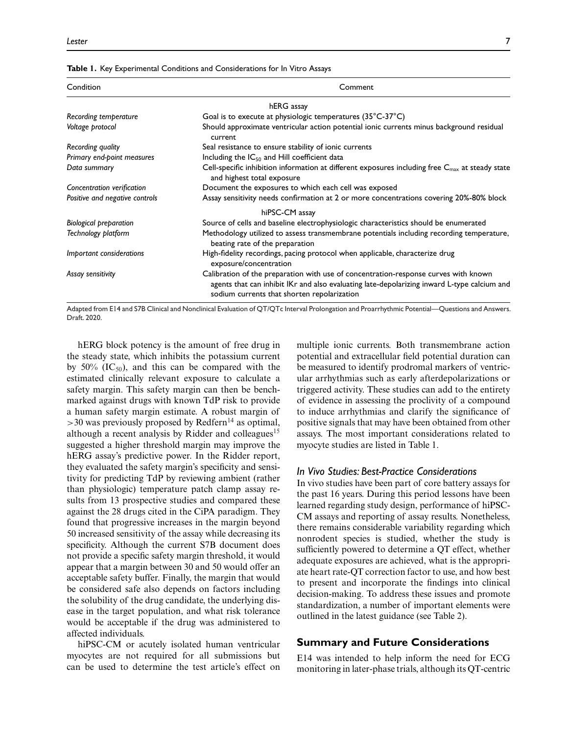**Table 1.** Key Experimental Conditions and Considerations for In Vitro Assays

| Condition | Comment |
|---|---|
| | hERG assay |
| *Recording temperature* | Goal is to execute at physiologic temperatures (35°C-37°C) |
| *Voltage protocol* | Should approximate ventricular action potential ionic currents minus background residual current |
| *Recording quality* | Seal resistance to ensure stability of ionic currents |
| *Primary end-point measures* | Including the $IC_{50}$ and Hill coefficient data |
| *Data summary* | Cell-specific inhibition information at different exposures including free $C_{max}$ at steady state and highest total exposure |
| *Concentration verification* | Document the exposures to which each cell was exposed |
| *Positive and negative controls* | Assay sensitivity needs confirmation at 2 or more concentrations covering 20%-80% block |
| | hiPSC-CM assay |
| *Biological preparation* | Source of cells and baseline electrophysiologic characteristics should be enumerated |
| *Technology platform* | Methodology utilized to assess transmembrane potentials including recording temperature, beating rate of the preparation |
| *Important considerations* | High-fidelity recordings, pacing protocol when applicable, characterize drug exposure/concentration |
| *Assay sensitivity* | Calibration of the preparation with use of concentration-response curves with known agents that can inhibit IKr and also evaluating late-depolarizing inward L-type calcium and sodium currents that shorten repolarization |

Adapted from E14 and S7B Clinical and Nonclinical Evaluation of QT/QTc Interval Prolongation and Proarrhythmic Potential—Questions and Answers. Draft. 2020.

hERG block potency is the amount of free drug in the steady state, which inhibits the potassium current by 50% ($IC_{50}$), and this can be compared with the estimated clinically relevant exposure to calculate a safety margin. This safety margin can then be benchmarked against drugs with known TdP risk to provide a human safety margin estimate. A robust margin of >30 was previously proposed by Redfern[14] as optimal, although a recent analysis by Ridder and colleagues[15] suggested a higher threshold margin may improve the hERG assay's predictive power. In the Ridder report, they evaluated the safety margin's specificity and sensitivity for predicting TdP by reviewing ambient (rather than physiologic) temperature patch clamp assay results from 13 prospective studies and compared these against the 28 drugs cited in the CiPA paradigm. They found that progressive increases in the margin beyond 50 increased sensitivity of the assay while decreasing its specificity. Although the current S7B document does not provide a specific safety margin threshold, it would appear that a margin between 30 and 50 would offer an acceptable safety buffer. Finally, the margin that would be considered safe also depends on factors including the solubility of the drug candidate, the underlying disease in the target population, and what risk tolerance would be acceptable if the drug was administered to affected individuals.

hiPSC-CM or acutely isolated human ventricular myocytes are not required for all submissions but can be used to determine the test article's effect on multiple ionic currents. Both transmembrane action potential and extracellular field potential duration can be measured to identify prodromal markers of ventricular arrhythmias such as early afterdepolarizations or triggered activity. These studies can add to the entirety of evidence in assessing the proclivity of a compound to induce arrhythmias and clarify the significance of positive signals that may have been obtained from other assays. The most important considerations related to myocyte studies are listed in Table 1.

### *In Vivo Studies: Best-Practice Considerations*

In vivo studies have been part of core battery assays for the past 16 years. During this period lessons have been learned regarding study design, performance of hiPSC-CM assays and reporting of assay results. Nonetheless, there remains considerable variability regarding which nonrodent species is studied, whether the study is sufficiently powered to determine a QT effect, whether adequate exposures are achieved, what is the appropriate heart rate-QT correction factor to use, and how best to present and incorporate the findings into clinical decision-making. To address these issues and promote standardization, a number of important elements were outlined in the latest guidance (see Table 2).

## Summary and Future Considerations

E14 was intended to help inform the need for ECG monitoring in later-phase trials, although its QT-centric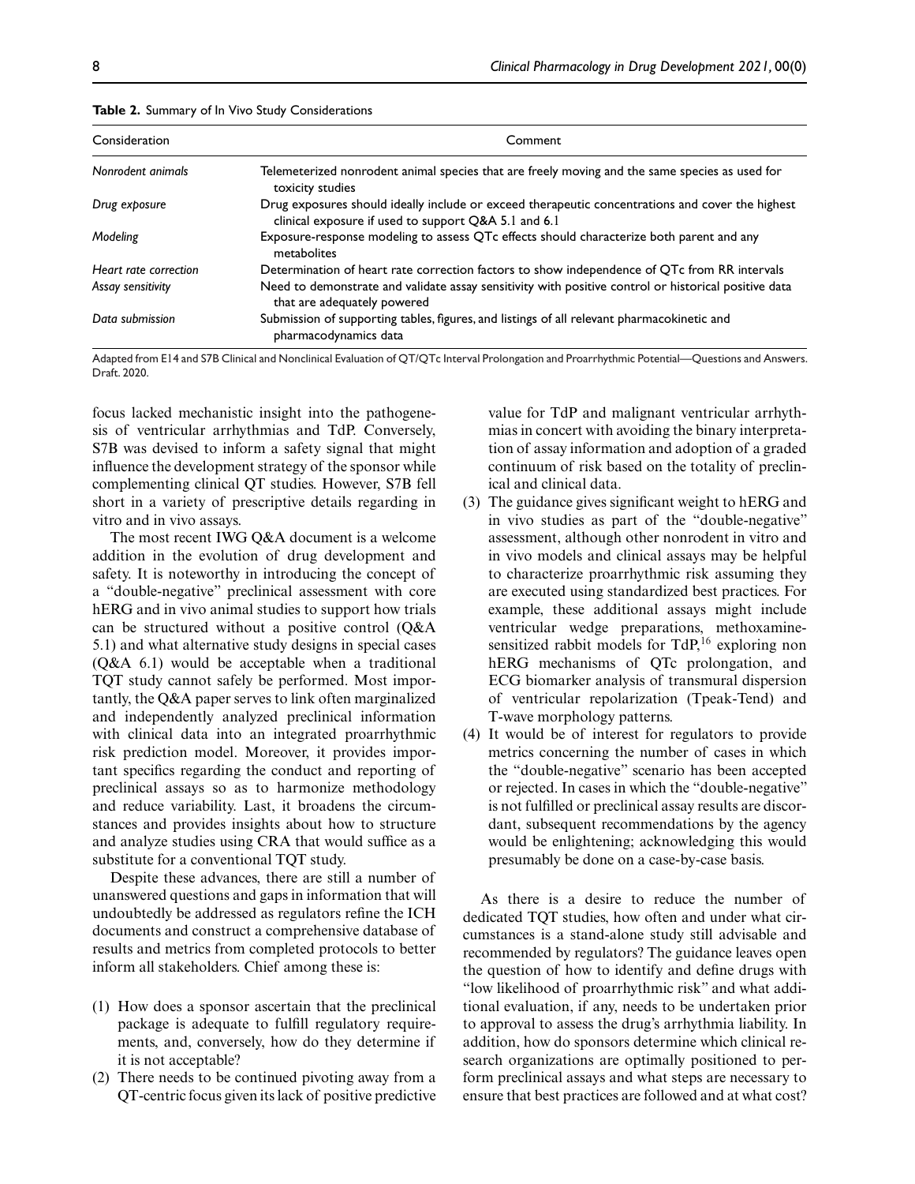**Table 2.** Summary of In Vivo Study Considerations

| Consideration | Comment |
| --- | --- |
| *Nonrodent animals* | Telemeterized nonrodent animal species that are freely moving and the same species as used for toxicity studies |
| *Drug exposure* | Drug exposures should ideally include or exceed therapeutic concentrations and cover the highest clinical exposure if used to support Q&A 5.1 and 6.1 |
| *Modeling* | Exposure-response modeling to assess QTc effects should characterize both parent and any metabolites |
| *Heart rate correction* | Determination of heart rate correction factors to show independence of QTc from RR intervals |
| *Assay sensitivity* | Need to demonstrate and validate assay sensitivity with positive control or historical positive data that are adequately powered |
| *Data submission* | Submission of supporting tables, figures, and listings of all relevant pharmacokinetic and pharmacodynamics data |

Adapted from E14 and S7B Clinical and Nonclinical Evaluation of QT/QTc Interval Prolongation and Proarrhythmic Potential—Questions and Answers. Draft. 2020.

focus lacked mechanistic insight into the pathogenesis of ventricular arrhythmias and TdP. Conversely, S7B was devised to inform a safety signal that might influence the development strategy of the sponsor while complementing clinical QT studies. However, S7B fell short in a variety of prescriptive details regarding in vitro and in vivo assays.

The most recent IWG Q&A document is a welcome addition in the evolution of drug development and safety. It is noteworthy in introducing the concept of a "double-negative" preclinical assessment with core hERG and in vivo animal studies to support how trials can be structured without a positive control (Q&A 5.1) and what alternative study designs in special cases (Q&A 6.1) would be acceptable when a traditional TQT study cannot safely be performed. Most importantly, the Q&A paper serves to link often marginalized and independently analyzed preclinical information with clinical data into an integrated proarrhythmic risk prediction model. Moreover, it provides important specifics regarding the conduct and reporting of preclinical assays so as to harmonize methodology and reduce variability. Last, it broadens the circumstances and provides insights about how to structure and analyze studies using CRA that would suffice as a substitute for a conventional TQT study.

Despite these advances, there are still a number of unanswered questions and gaps in information that will undoubtedly be addressed as regulators refine the ICH documents and construct a comprehensive database of results and metrics from completed protocols to better inform all stakeholders. Chief among these is:

(1) How does a sponsor ascertain that the preclinical package is adequate to fulfill regulatory requirements, and, conversely, how do they determine if it is not acceptable?
(2) There needs to be continued pivoting away from a QT-centric focus given its lack of positive predictive value for TdP and malignant ventricular arrhythmias in concert with avoiding the binary interpretation of assay information and adoption of a graded continuum of risk based on the totality of preclinical and clinical data.
(3) The guidance gives significant weight to hERG and in vivo studies as part of the "double-negative" assessment, although other nonrodent in vitro and in vivo models and clinical assays may be helpful to characterize proarrhythmic risk assuming they are executed using standardized best practices. For example, these additional assays might include ventricular wedge preparations, methoxamine-sensitized rabbit models for TdP,[16] exploring non hERG mechanisms of QTc prolongation, and ECG biomarker analysis of transmural dispersion of ventricular repolarization (Tpeak-Tend) and T-wave morphology patterns.
(4) It would be of interest for regulators to provide metrics concerning the number of cases in which the "double-negative" scenario has been accepted or rejected. In cases in which the "double-negative" is not fulfilled or preclinical assay results are discordant, subsequent recommendations by the agency would be enlightening; acknowledging this would presumably be done on a case-by-case basis.

As there is a desire to reduce the number of dedicated TQT studies, how often and under what circumstances is a stand-alone study still advisable and recommended by regulators? The guidance leaves open the question of how to identify and define drugs with "low likelihood of proarrhythmic risk" and what additional evaluation, if any, needs to be undertaken prior to approval to assess the drug's arrhythmia liability. In addition, how do sponsors determine which clinical research organizations are optimally positioned to perform preclinical assays and what steps are necessary to ensure that best practices are followed and at what cost?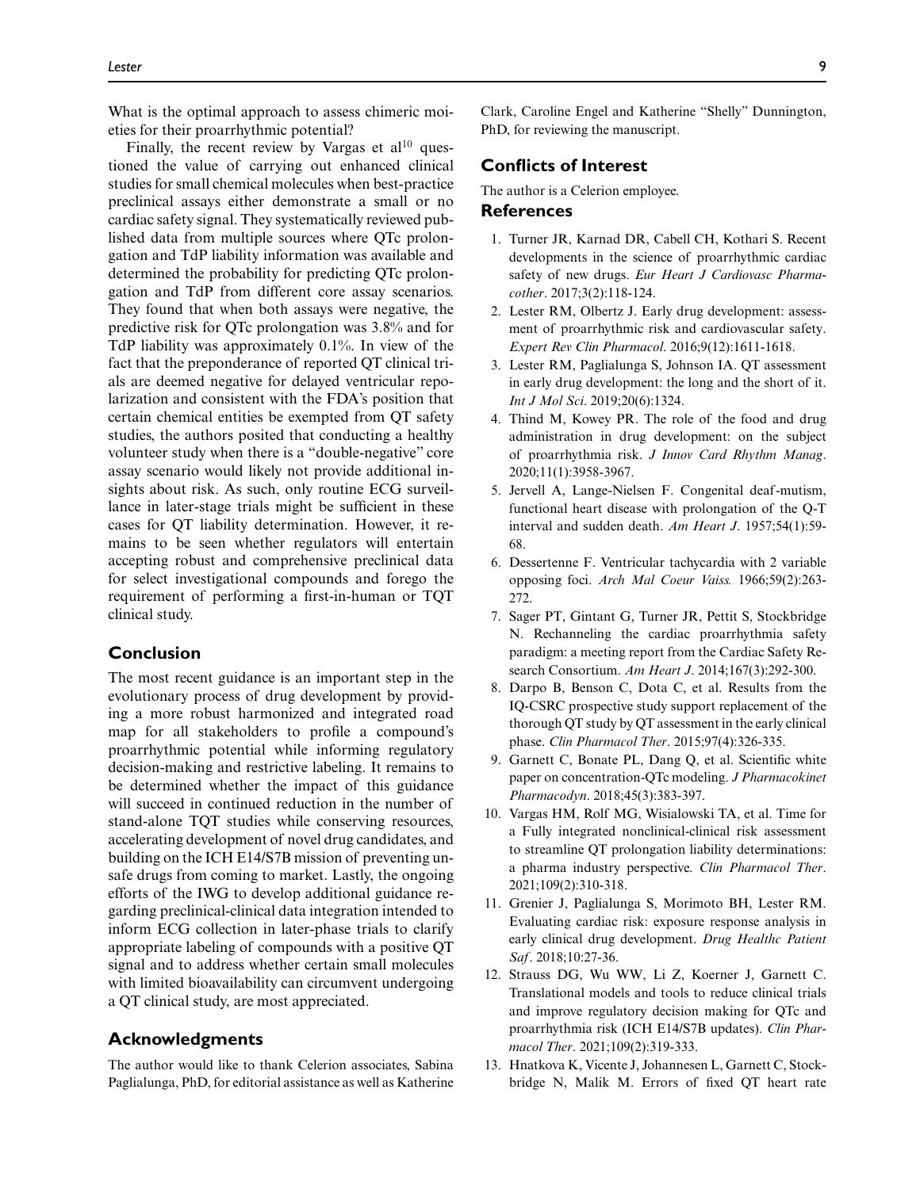What is the optimal approach to assess chimeric moieties for their proarrhythmic potential?

Finally, the recent review by Vargas et al[10] questioned the value of carrying out enhanced clinical studies for small chemical molecules when best-practice preclinical assays either demonstrate a small or no cardiac safety signal. They systematically reviewed published data from multiple sources where QTc prolongation and TdP liability information was available and determined the probability for predicting QTc prolongation and TdP from different core assay scenarios. They found that when both assays were negative, the predictive risk for QTc prolongation was 3.8% and for TdP liability was approximately 0.1%. In view of the fact that the preponderance of reported QT clinical trials are deemed negative for delayed ventricular repolarization and consistent with the FDA's position that certain chemical entities be exempted from QT safety studies, the authors posited that conducting a healthy volunteer study when there is a "double-negative" core assay scenario would likely not provide additional insights about risk. As such, only routine ECG surveillance in later-stage trials might be sufficient in these cases for QT liability determination. However, it remains to be seen whether regulators will entertain accepting robust and comprehensive preclinical data for select investigational compounds and forego the requirement of performing a first-in-human or TQT clinical study.

## Conclusion

The most recent guidance is an important step in the evolutionary process of drug development by providing a more robust harmonized and integrated road map for all stakeholders to profile a compound's proarrhythmic potential while informing regulatory decision-making and restrictive labeling. It remains to be determined whether the impact of this guidance will succeed in continued reduction in the number of stand-alone TQT studies while conserving resources, accelerating development of novel drug candidates, and building on the ICH E14/S7B mission of preventing unsafe drugs from coming to market. Lastly, the ongoing efforts of the IWG to develop additional guidance regarding preclinical-clinical data integration intended to inform ECG collection in later-phase trials to clarify appropriate labeling of compounds with a positive QT signal and to address whether certain small molecules with limited bioavailability can circumvent undergoing a QT clinical study, are most appreciated.

## Acknowledgments

The author would like to thank Celerion associates, Sabina Paglialunga, PhD, for editorial assistance as well as Katherine Clark, Caroline Engel and Katherine "Shelly" Dunnington, PhD, for reviewing the manuscript.

## Conflicts of Interest

The author is a Celerion employee.

## References

1. Turner JR, Karnad DR, Cabell CH, Kothari S. Recent developments in the science of proarrhythmic cardiac safety of new drugs. *Eur Heart J Cardiovasc Pharmacother*. 2017;3(2):118-124.
2. Lester RM, Olbertz J. Early drug development: assessment of proarrhythmic risk and cardiovascular safety. *Expert Rev Clin Pharmacol*. 2016;9(12):1611-1618.
3. Lester RM, Paglialunga S, Johnson IA. QT assessment in early drug development: the long and the short of it. *Int J Mol Sci*. 2019;20(6):1324.
4. Thind M, Kowey PR. The role of the food and drug administration in drug development: on the subject of proarrhythmia risk. *J Innov Card Rhythm Manag*. 2020;11(1):3958-3967.
5. Jervell A, Lange-Nielsen F. Congenital deaf-mutism, functional heart disease with prolongation of the Q-T interval and sudden death. *Am Heart J*. 1957;54(1):59-68.
6. Dessertenne F. Ventricular tachycardia with 2 variable opposing foci. *Arch Mal Coeur Vaiss.* 1966;59(2):263-272.
7. Sager PT, Gintant G, Turner JR, Pettit S, Stockbridge N. Rechanneling the cardiac proarrhythmia safety paradigm: a meeting report from the Cardiac Safety Research Consortium. *Am Heart J*. 2014;167(3):292-300.
8. Darpo B, Benson C, Dota C, et al. Results from the IQ-CSRC prospective study support replacement of the thorough QT study by QT assessment in the early clinical phase. *Clin Pharmacol Ther*. 2015;97(4):326-335.
9. Garnett C, Bonate PL, Dang Q, et al. Scientific white paper on concentration-QTc modeling. *J Pharmacokinet Pharmacodyn*. 2018;45(3):383-397.
10. Vargas HM, Rolf MG, Wisialowski TA, et al. Time for a Fully integrated nonclinical-clinical risk assessment to streamline QT prolongation liability determinations: a pharma industry perspective. *Clin Pharmacol Ther*. 2021;109(2):310-318.
11. Grenier J, Paglialunga S, Morimoto BH, Lester RM. Evaluating cardiac risk: exposure response analysis in early clinical drug development. *Drug Healthc Patient Saf*. 2018;10:27-36.
12. Strauss DG, Wu WW, Li Z, Koerner J, Garnett C. Translational models and tools to reduce clinical trials and improve regulatory decision making for QTc and proarrhythmia risk (ICH E14/S7B updates). *Clin Pharmacol Ther*. 2021;109(2):319-333.
13. Hnatkova K, Vicente J, Johannesen L, Garnett C, Stockbridge N, Malik M. Errors of fixed QT heart rate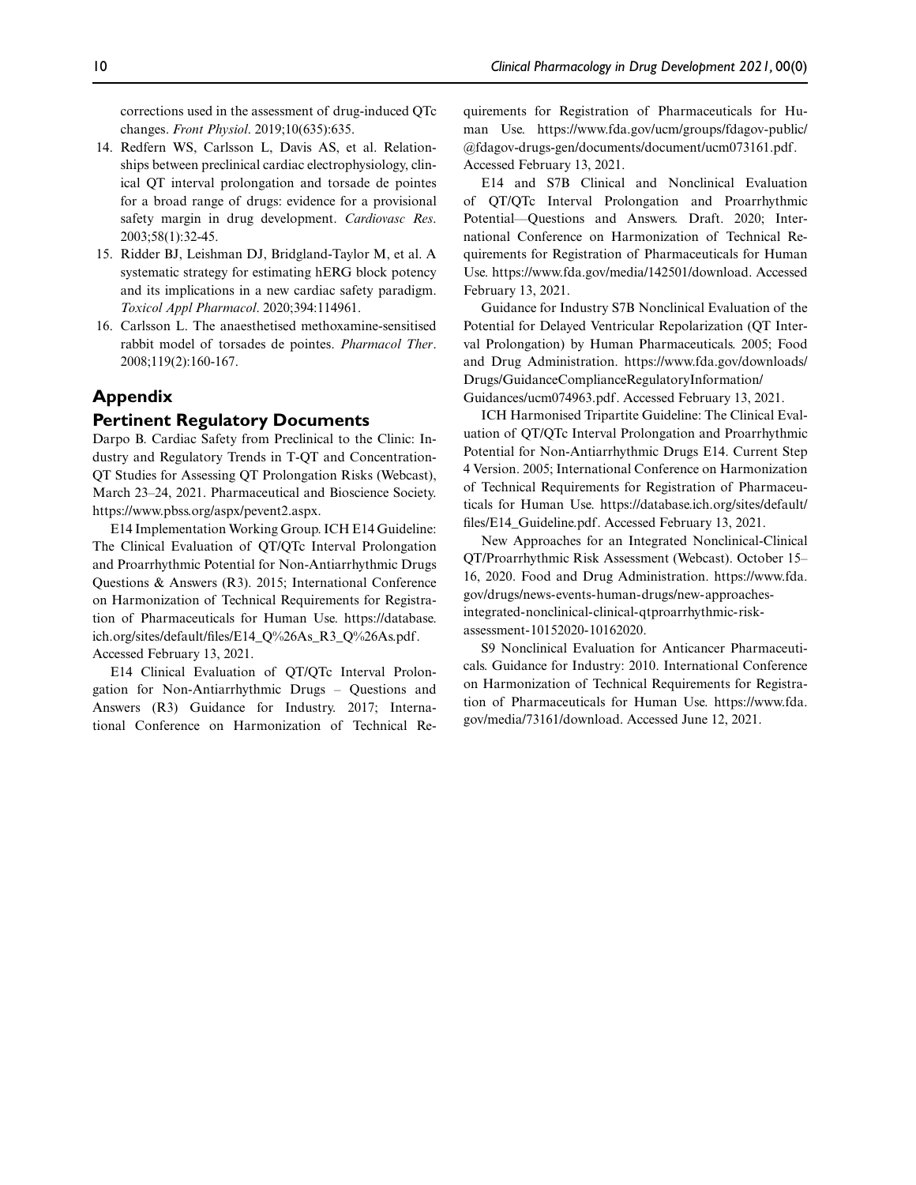corrections used in the assessment of drug-induced QTc changes. *Front Physiol*. 2019;10(635):635.

14. Redfern WS, Carlsson L, Davis AS, et al. Relationships between preclinical cardiac electrophysiology, clinical QT interval prolongation and torsade de pointes for a broad range of drugs: evidence for a provisional safety margin in drug development. *Cardiovasc Res*. 2003;58(1):32-45.
15. Ridder BJ, Leishman DJ, Bridgland-Taylor M, et al. A systematic strategy for estimating hERG block potency and its implications in a new cardiac safety paradigm. *Toxicol Appl Pharmacol*. 2020;394:114961.
16. Carlsson L. The anaesthetised methoxamine-sensitised rabbit model of torsades de pointes. *Pharmacol Ther*. 2008;119(2):160-167.

## Appendix

### Pertinent Regulatory Documents

Darpo B. Cardiac Safety from Preclinical to the Clinic: Industry and Regulatory Trends in T-QT and Concentration-QT Studies for Assessing QT Prolongation Risks (Webcast), March 23–24, 2021. Pharmaceutical and Bioscience Society. https://www.pbss.org/aspx/pevent2.aspx.

E14 Implementation Working Group. ICH E14 Guideline: The Clinical Evaluation of QT/QTc Interval Prolongation and Proarrhythmic Potential for Non-Antiarrhythmic Drugs Questions & Answers (R3). 2015; International Conference on Harmonization of Technical Requirements for Registration of Pharmaceuticals for Human Use. https://database.ich.org/sites/default/files/E14_Q%26As_R3_Q%26As.pdf. Accessed February 13, 2021.

E14 Clinical Evaluation of QT/QTc Interval Prolongation for Non-Antiarrhythmic Drugs – Questions and Answers (R3) Guidance for Industry. 2017; International Conference on Harmonization of Technical Requirements for Registration of Pharmaceuticals for Human Use. https://www.fda.gov/ucm/groups/fdagov-public/@fdagov-drugs-gen/documents/document/ucm073161.pdf. Accessed February 13, 2021.

E14 and S7B Clinical and Nonclinical Evaluation of QT/QTc Interval Prolongation and Proarrhythmic Potential—Questions and Answers. Draft. 2020; International Conference on Harmonization of Technical Requirements for Registration of Pharmaceuticals for Human Use. https://www.fda.gov/media/142501/download. Accessed February 13, 2021.

Guidance for Industry S7B Nonclinical Evaluation of the Potential for Delayed Ventricular Repolarization (QT Interval Prolongation) by Human Pharmaceuticals. 2005; Food and Drug Administration. https://www.fda.gov/downloads/Drugs/GuidanceComplianceRegulatoryInformation/Guidances/ucm074963.pdf. Accessed February 13, 2021.

ICH Harmonised Tripartite Guideline: The Clinical Evaluation of QT/QTc Interval Prolongation and Proarrhythmic Potential for Non-Antiarrhythmic Drugs E14. Current Step 4 Version. 2005; International Conference on Harmonization of Technical Requirements for Registration of Pharmaceuticals for Human Use. https://database.ich.org/sites/default/files/E14_Guideline.pdf. Accessed February 13, 2021.

New Approaches for an Integrated Nonclinical-Clinical QT/Proarrhythmic Risk Assessment (Webcast). October 15–16, 2020. Food and Drug Administration. https://www.fda.gov/drugs/news-events-human-drugs/new-approaches-integrated-nonclinical-clinical-qtproarrhythmic-risk-assessment-10152020-10162020.

S9 Nonclinical Evaluation for Anticancer Pharmaceuticals. Guidance for Industry: 2010. International Conference on Harmonization of Technical Requirements for Registration of Pharmaceuticals for Human Use. https://www.fda.gov/media/73161/download. Accessed June 12, 2021.